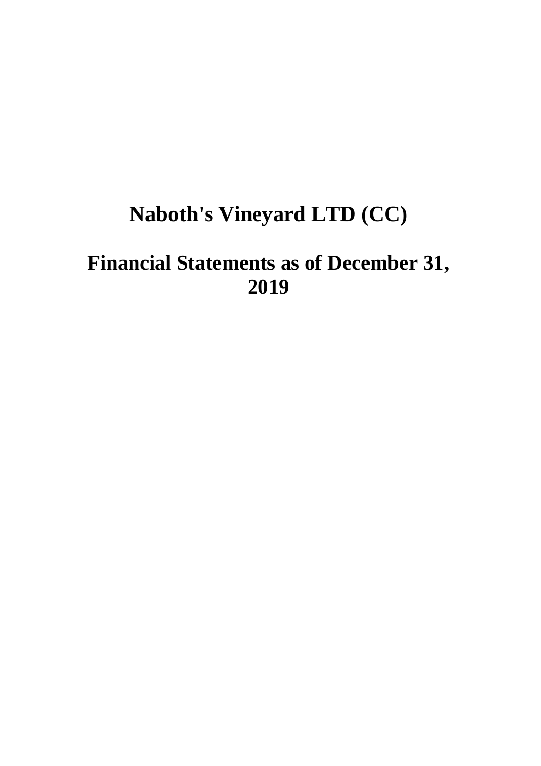# Naboth's Vineyard LTD (CC)

## Financial Statements as of December 31, 2019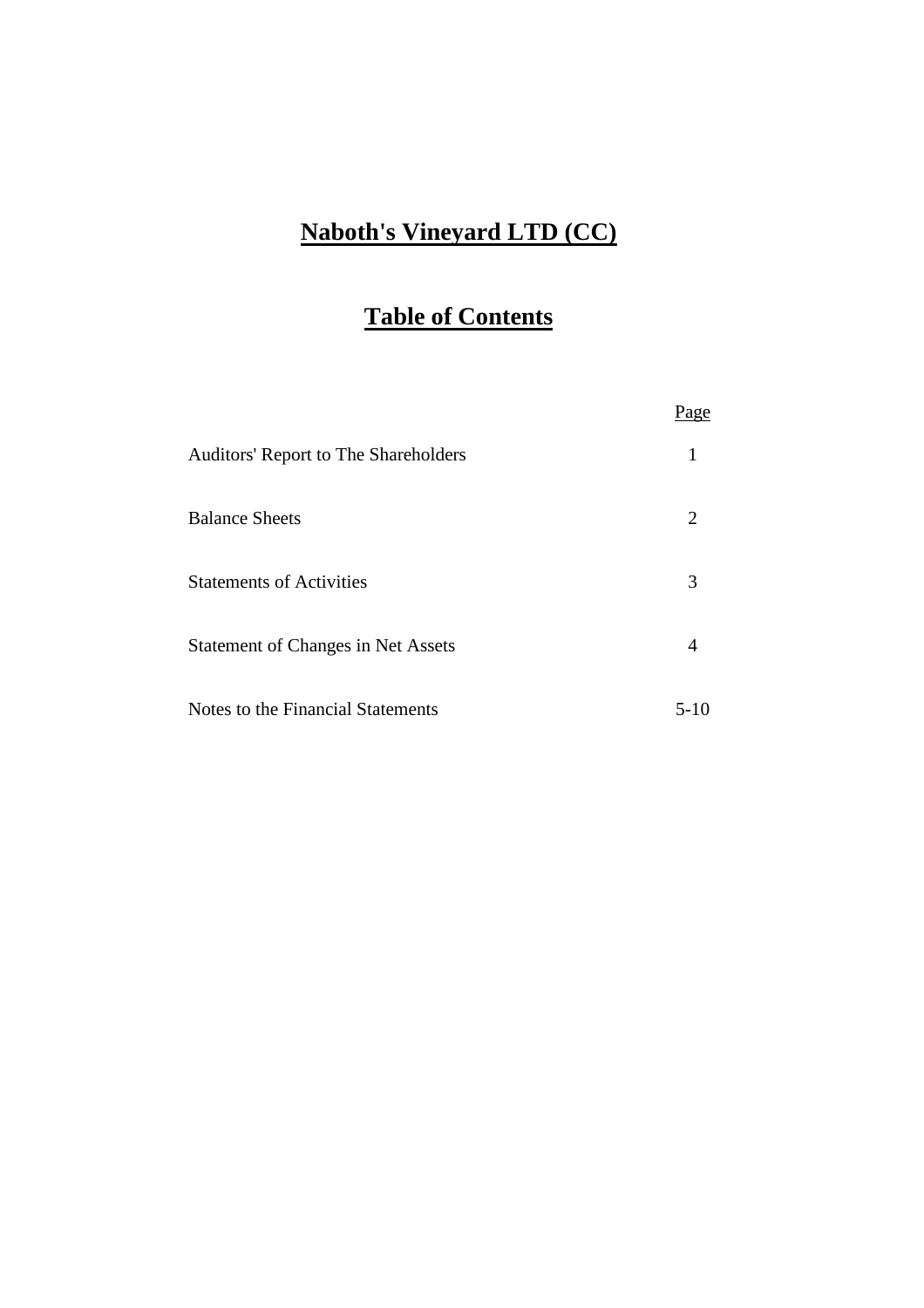# Naboth's Vineyard LTD (CC)

## Table of Contents

| | Page |
|---|---|
| Auditors' Report to The Shareholders | 1 |
| Balance Sheets | 2 |
| Statements of Activities | 3 |
| Statement of Changes in Net Assets | 4 |
| Notes to the Financial Statements | 5-10 |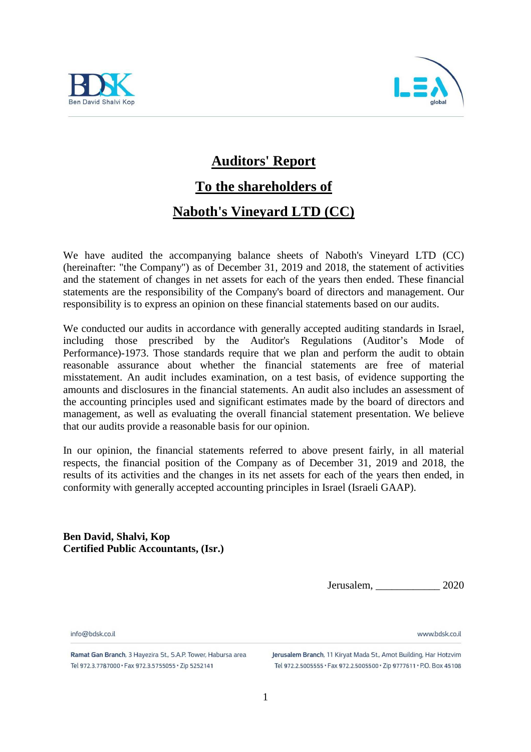# **Auditors' Report**

## **To the shareholders of**

## **Naboth's Vineyard LTD (CC)**

We have audited the accompanying balance sheets of Naboth's Vineyard LTD (CC) (hereinafter: "the Company") as of December 31, 2019 and 2018, the statement of activities and the statement of changes in net assets for each of the years then ended. These financial statements are the responsibility of the Company's board of directors and management. Our responsibility is to express an opinion on these financial statements based on our audits.

We conducted our audits in accordance with generally accepted auditing standards in Israel, including those prescribed by the Auditor's Regulations (Auditor’s Mode of Performance)-1973. Those standards require that we plan and perform the audit to obtain reasonable assurance about whether the financial statements are free of material misstatement. An audit includes examination, on a test basis, of evidence supporting the amounts and disclosures in the financial statements. An audit also includes an assessment of the accounting principles used and significant estimates made by the board of directors and management, as well as evaluating the overall financial statement presentation. We believe that our audits provide a reasonable basis for our opinion.

In our opinion, the financial statements referred to above present fairly, in all material respects, the financial position of the Company as of December 31, 2019 and 2018, the results of its activities and the changes in its net assets for each of the years then ended, in conformity with generally accepted accounting principles in Israel (Israeli GAAP).

**Ben David, Shalvi, Kop**
**Certified Public Accountants, (Isr.)**

Jerusalem, ____________ 2020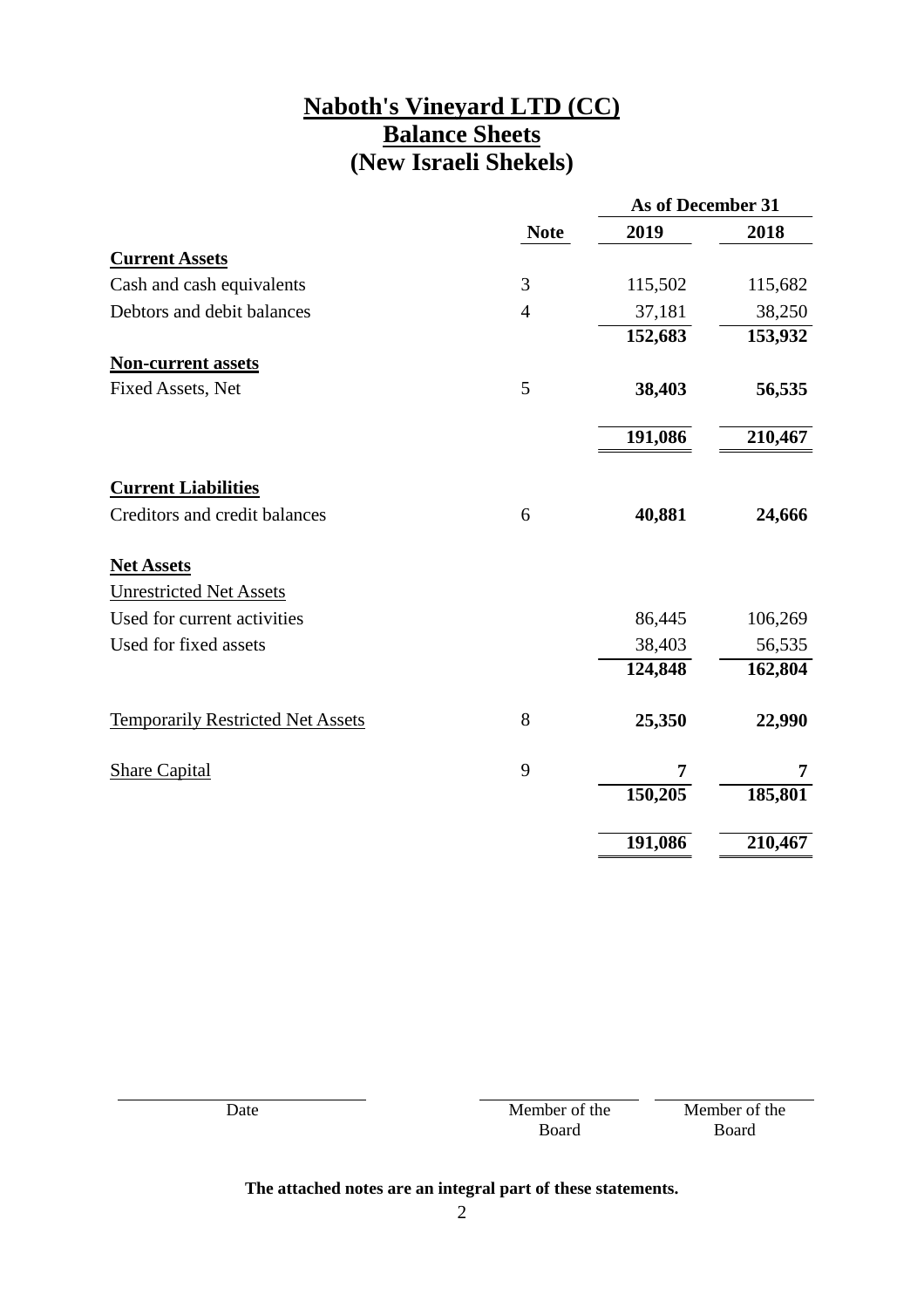# Naboth's Vineyard LTD (CC)
## Balance Sheets
## (New Israeli Shekels)

| | Note | As of December 31 | |
|---|---|---|---|
| | | **2019** | **2018** |
| **Current Assets** | | | |
| Cash and cash equivalents | 3 | 115,502 | 115,682 |
| Debtors and debit balances | 4 | 37,181 | 38,250 |
| | | **152,683** | **153,932** |
| **Non-current assets** | | | |
| Fixed Assets, Net | 5 | **38,403** | **56,535** |
| | | **191,086** | **210,467** |
| **Current Liabilities** | | | |
| Creditors and credit balances | 6 | **40,881** | **24,666** |
| **Net Assets** | | | |
| Unrestricted Net Assets | | | |
| Used for current activities | | 86,445 | 106,269 |
| Used for fixed assets | | 38,403 | 56,535 |
| | | **124,848** | **162,804** |
| Temporarily Restricted Net Assets | 8 | **25,350** | **22,990** |
| Share Capital | 9 | **7** | **7** |
| | | **150,205** | **185,801** |
| | | **191,086** | **210,467** |

| Date | Member of the Board | Member of the Board |
|---|---|---|

**The attached notes are an integral part of these statements.**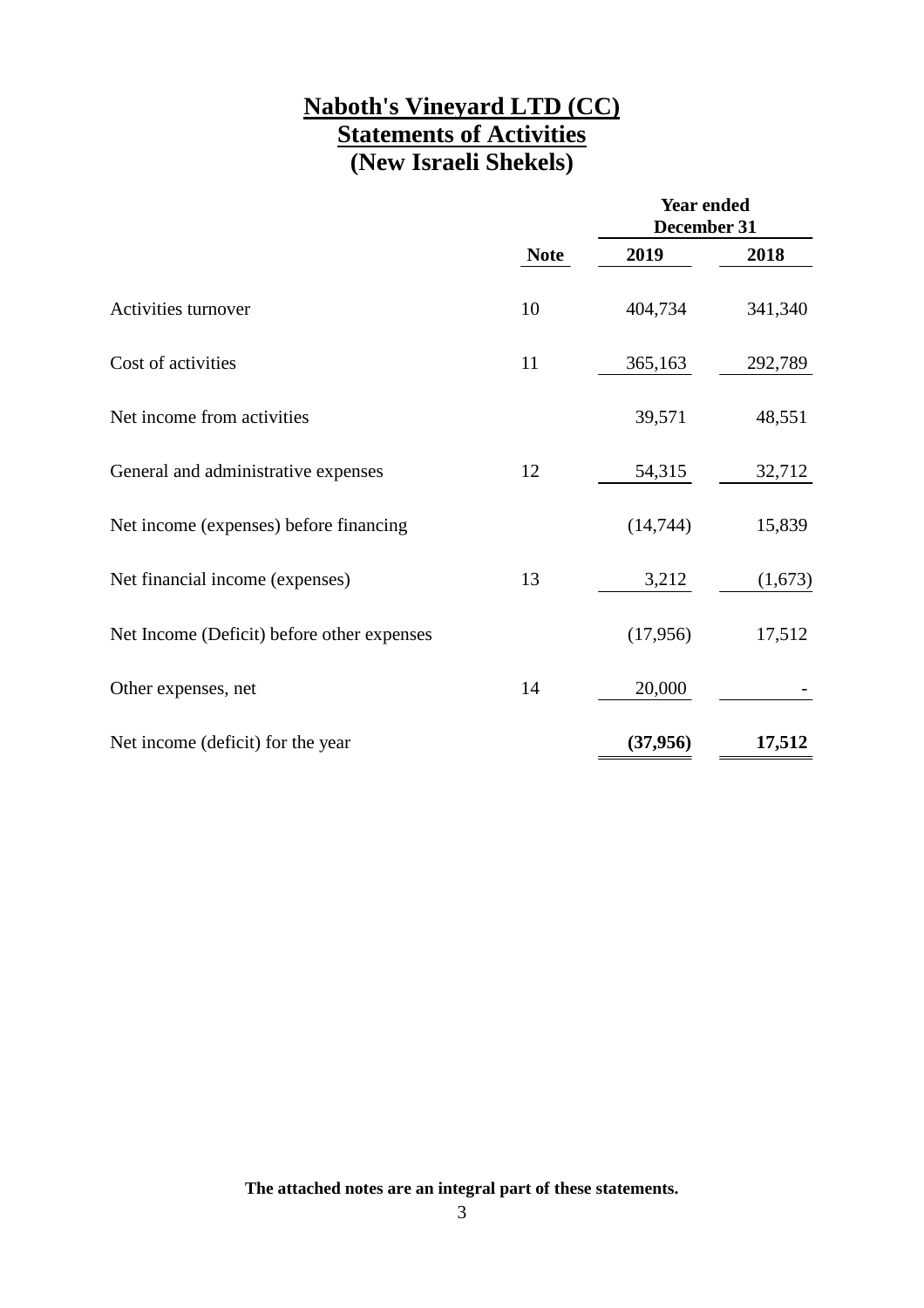# Naboth's Vineyard LTD (CC)
## Statements of Activities
## (New Israeli Shekels)

| | Note | Year ended December 31 2019 | Year ended December 31 2018 |
|---|---|---|---|
| Activities turnover | 10 | 404,734 | 341,340 |
| Cost of activities | 11 | 365,163 | 292,789 |
| Net income from activities | | 39,571 | 48,551 |
| General and administrative expenses | 12 | 54,315 | 32,712 |
| Net income (expenses) before financing | | (14,744) | 15,839 |
| Net financial income (expenses) | 13 | 3,212 | (1,673) |
| Net Income (Deficit) before other expenses | | (17,956) | 17,512 |
| Other expenses, net | 14 | 20,000 | - |
| Net income (deficit) for the year | | **(37,956)** | **17,512** |

**The attached notes are an integral part of these statements.**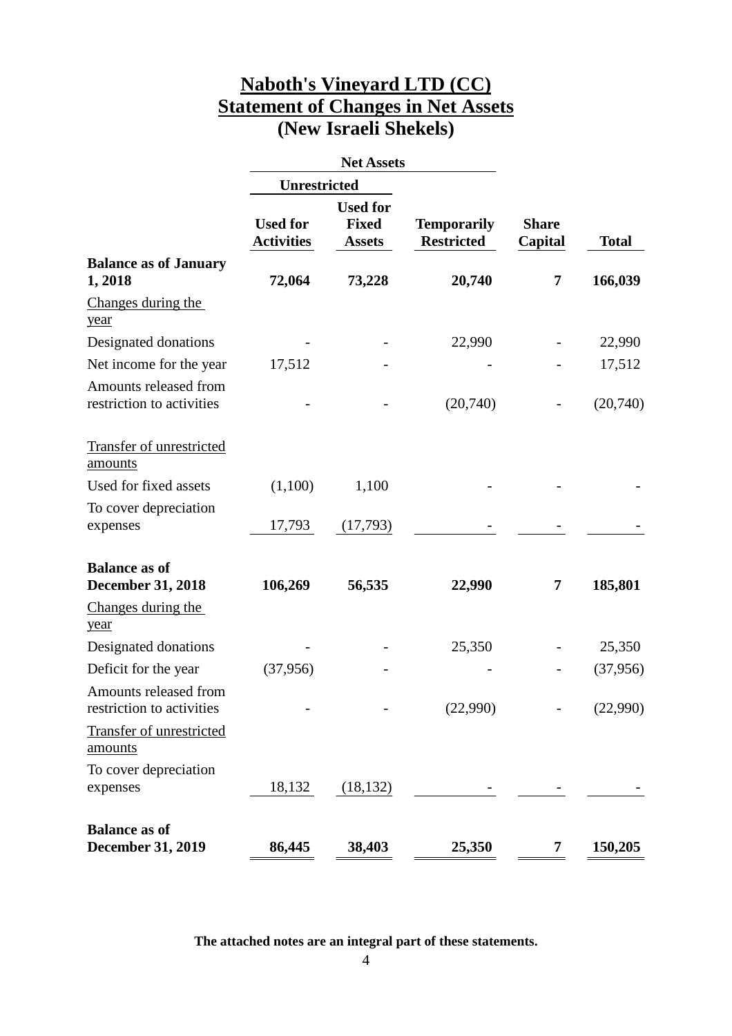# Naboth's Vineyard LTD (CC)
## Statement of Changes in Net Assets
### (New Israeli Shekels)

| | Net Assets | | | | |
|---|---|---|---|---|---|
| | Unrestricted | | | | |
| | Used for Activities | Used for Fixed Assets | Temporarily Restricted | Share Capital | Total |
| **Balance as of January 1, 2018** | **72,064** | **73,228** | **20,740** | **7** | **166,039** |
| Changes during the year | | | | | |
| Designated donations | - | - | 22,990 | - | 22,990 |
| Net income for the year | 17,512 | - | - | - | 17,512 |
| Amounts released from restriction to activities | - | - | (20,740) | - | (20,740) |
| Transfer of unrestricted amounts | | | | | |
| Used for fixed assets | (1,100) | 1,100 | - | - | - |
| To cover depreciation expenses | 17,793 | (17,793) | - | - | - |
| **Balance as of December 31, 2018** | **106,269** | **56,535** | **22,990** | **7** | **185,801** |
| Changes during the year | | | | | |
| Designated donations | - | - | 25,350 | - | 25,350 |
| Deficit for the year | (37,956) | - | - | - | (37,956) |
| Amounts released from restriction to activities | - | - | (22,990) | - | (22,990) |
| Transfer of unrestricted amounts | | | | | |
| To cover depreciation expenses | 18,132 | (18,132) | - | - | - |
| **Balance as of December 31, 2019** | **86,445** | **38,403** | **25,350** | **7** | **150,205** |

**The attached notes are an integral part of these statements.**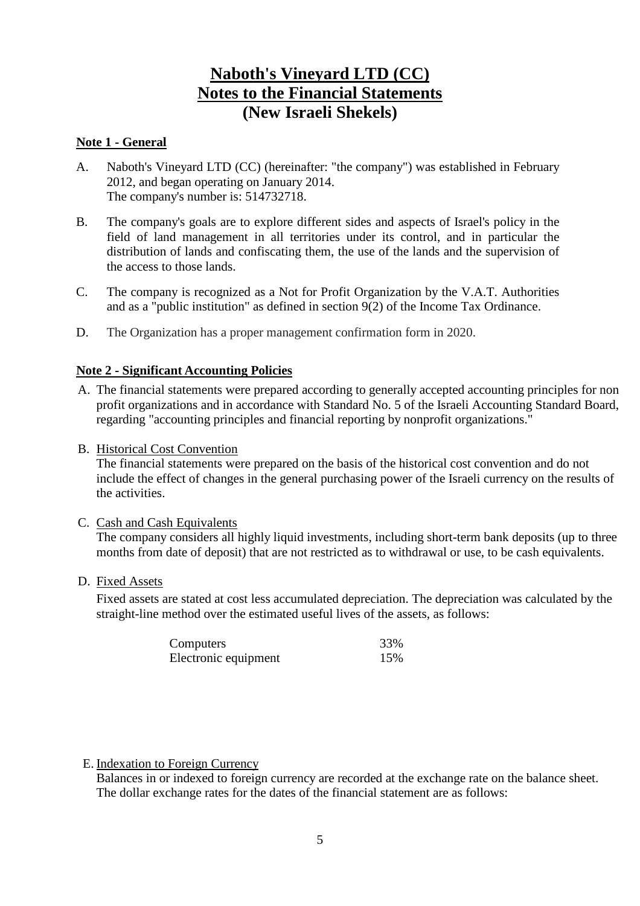# Naboth's Vineyard LTD (CC)
# Notes to the Financial Statements
# (New Israeli Shekels)

## Note 1 - General

A. Naboth's Vineyard LTD (CC) (hereinafter: "the company") was established in February 2012, and began operating on January 2014.
   The company's number is: 514732718.

B. The company's goals are to explore different sides and aspects of Israel's policy in the field of land management in all territories under its control, and in particular the distribution of lands and confiscating them, the use of the lands and the supervision of the access to those lands.

C. The company is recognized as a Not for Profit Organization by the V.A.T. Authorities and as a "public institution" as defined in section 9(2) of the Income Tax Ordinance.

D. The Organization has a proper management confirmation form in 2020.

## Note 2 - Significant Accounting Policies

A. The financial statements were prepared according to generally accepted accounting principles for non profit organizations and in accordance with Standard No. 5 of the Israeli Accounting Standard Board, regarding "accounting principles and financial reporting by nonprofit organizations."

B. Historical Cost Convention
   The financial statements were prepared on the basis of the historical cost convention and do not include the effect of changes in the general purchasing power of the Israeli currency on the results of the activities.

C. Cash and Cash Equivalents
   The company considers all highly liquid investments, including short-term bank deposits (up to three months from date of deposit) that are not restricted as to withdrawal or use, to be cash equivalents.

D. Fixed Assets
   Fixed assets are stated at cost less accumulated depreciation. The depreciation was calculated by the straight-line method over the estimated useful lives of the assets, as follows:

| | |
|---|---|
| Computers | 33% |
| Electronic equipment | 15% |

E. Indexation to Foreign Currency
   Balances in or indexed to foreign currency are recorded at the exchange rate on the balance sheet. The dollar exchange rates for the dates of the financial statement are as follows: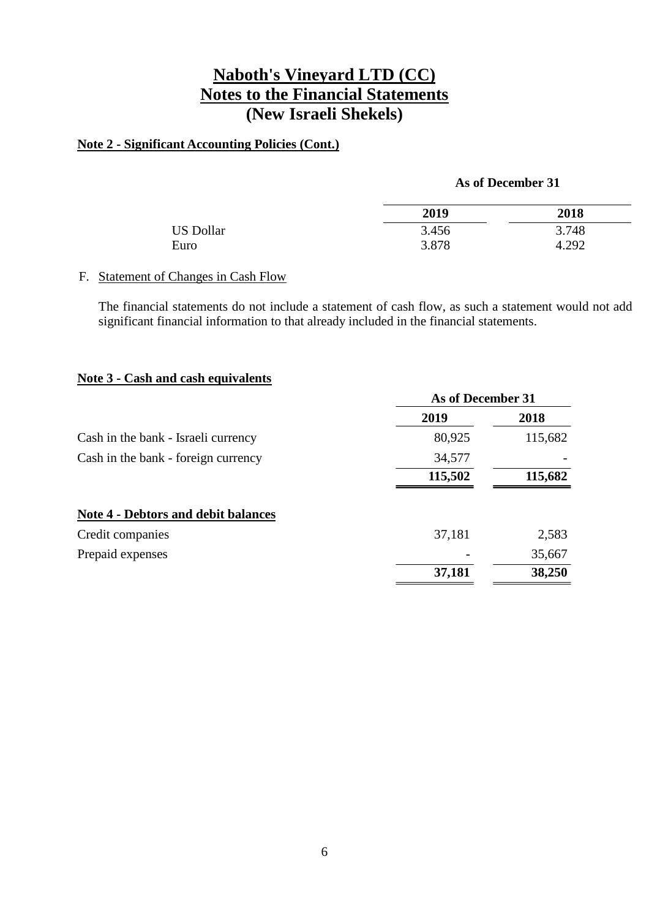# Naboth's Vineyard LTD (CC)
# Notes to the Financial Statements
# (New Israeli Shekels)

**Note 2 - Significant Accounting Policies (Cont.)**

| | As of December 31 | |
|---|---|---|
| | **2019** | **2018** |
| US Dollar | 3.456 | 3.748 |
| Euro | 3.878 | 4.292 |

F. Statement of Changes in Cash Flow

The financial statements do not include a statement of cash flow, as such a statement would not add significant financial information to that already included in the financial statements.

**Note 3 - Cash and cash equivalents**

| | As of December 31 | |
|---|---|---|
| | **2019** | **2018** |
| Cash in the bank - Israeli currency | 80,925 | 115,682 |
| Cash in the bank - foreign currency | 34,577 | - |
| | **115,502** | **115,682** |

**Note 4 - Debtors and debit balances**

| | **2019** | **2018** |
|---|---|---|
| Credit companies | 37,181 | 2,583 |
| Prepaid expenses | - | 35,667 |
| | **37,181** | **38,250** |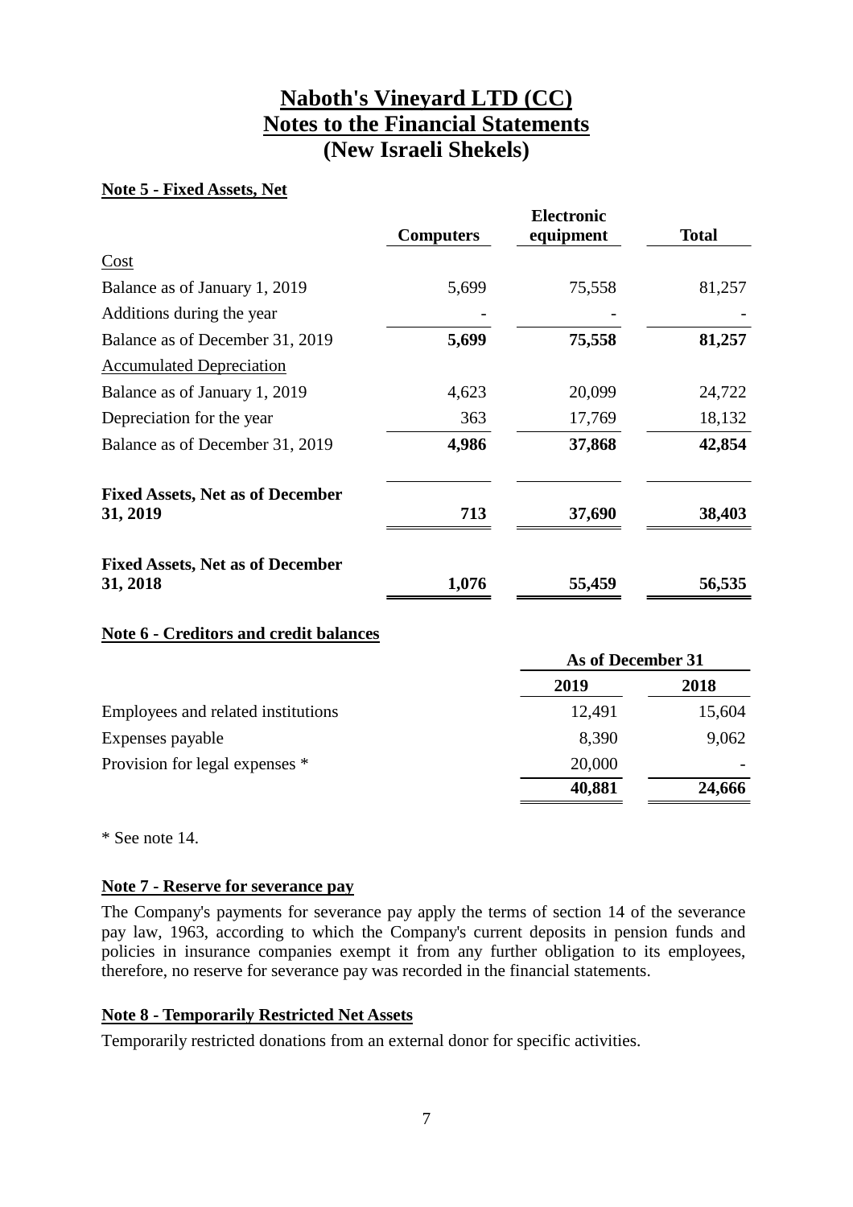# Naboth's Vineyard LTD (CC)
# Notes to the Financial Statements
# (New Israeli Shekels)

**Note 5 - Fixed Assets, Net**

| | **Computers** | **Electronic equipment** | **Total** |
|---|---|---|---|
| Cost | | | |
| Balance as of January 1, 2019 | 5,699 | 75,558 | 81,257 |
| Additions during the year | - | - | - |
| Balance as of December 31, 2019 | **5,699** | **75,558** | **81,257** |
| Accumulated Depreciation | | | |
| Balance as of January 1, 2019 | 4,623 | 20,099 | 24,722 |
| Depreciation for the year | 363 | 17,769 | 18,132 |
| Balance as of December 31, 2019 | **4,986** | **37,868** | **42,854** |
| **Fixed Assets, Net as of December 31, 2019** | **713** | **37,690** | **38,403** |
| **Fixed Assets, Net as of December 31, 2018** | **1,076** | **55,459** | **56,535** |

**Note 6 - Creditors and credit balances**

| | **As of December 31** | |
|---|---|---|
| | **2019** | **2018** |
| Employees and related institutions | 12,491 | 15,604 |
| Expenses payable | 8,390 | 9,062 |
| Provision for legal expenses * | 20,000 | - |
| | **40,881** | **24,666** |

* See note 14.

**Note 7 - Reserve for severance pay**

The Company's payments for severance pay apply the terms of section 14 of the severance pay law, 1963, according to which the Company's current deposits in pension funds and policies in insurance companies exempt it from any further obligation to its employees, therefore, no reserve for severance pay was recorded in the financial statements.

**Note 8 - Temporarily Restricted Net Assets**

Temporarily restricted donations from an external donor for specific activities.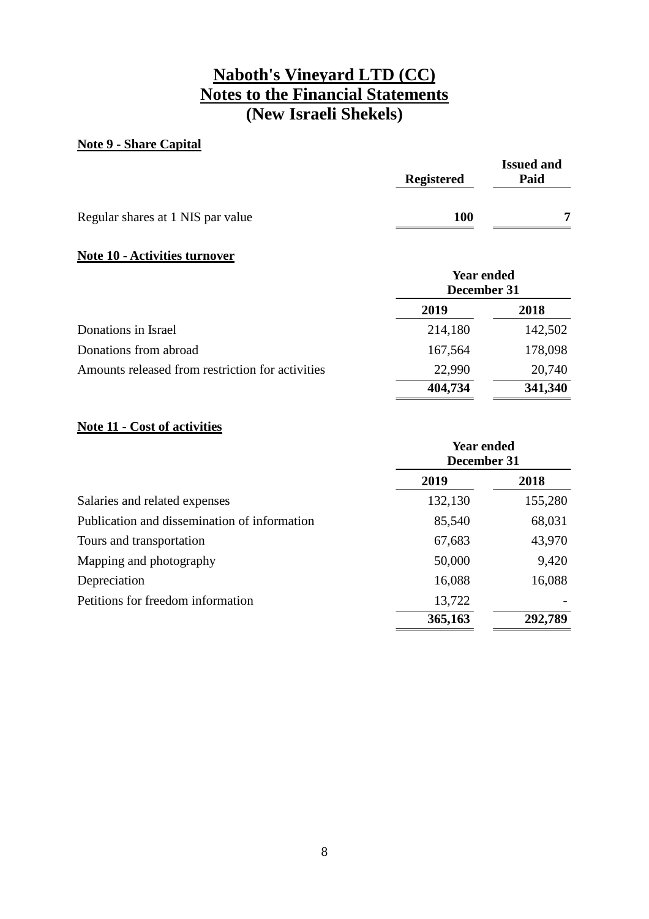# Naboth's Vineyard LTD (CC)
# Notes to the Financial Statements
# (New Israeli Shekels)

**Note 9 - Share Capital**

| | Registered | Issued and Paid |
|---|---|---|
| Regular shares at 1 NIS par value | **100** | **7** |

**Note 10 - Activities turnover**

| | Year ended December 31 | |
|---|---|---|
| | **2019** | **2018** |
| Donations in Israel | 214,180 | 142,502 |
| Donations from abroad | 167,564 | 178,098 |
| Amounts released from restriction for activities | 22,990 | 20,740 |
| | **404,734** | **341,340** |

**Note 11 - Cost of activities**

| | Year ended December 31 | |
|---|---|---|
| | **2019** | **2018** |
| Salaries and related expenses | 132,130 | 155,280 |
| Publication and dissemination of information | 85,540 | 68,031 |
| Tours and transportation | 67,683 | 43,970 |
| Mapping and photography | 50,000 | 9,420 |
| Depreciation | 16,088 | 16,088 |
| Petitions for freedom information | 13,722 | - |
| | **365,163** | **292,789** |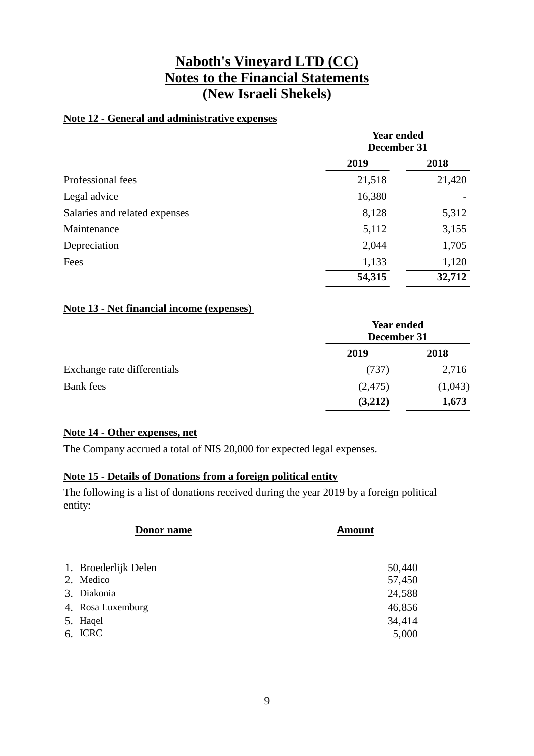# Naboth's Vineyard LTD (CC)
# Notes to the Financial Statements
# (New Israeli Shekels)

## Note 12 - General and administrative expenses

| | Year ended December 31 | |
|---|---|---|
| | **2019** | **2018** |
| Professional fees | 21,518 | 21,420 |
| Legal advice | 16,380 | - |
| Salaries and related expenses | 8,128 | 5,312 |
| Maintenance | 5,112 | 3,155 |
| Depreciation | 2,044 | 1,705 |
| Fees | 1,133 | 1,120 |
| | **54,315** | **32,712** |

## Note 13 - Net financial income (expenses)

| | Year ended December 31 | |
|---|---|---|
| | **2019** | **2018** |
| Exchange rate differentials | (737) | 2,716 |
| Bank fees | (2,475) | (1,043) |
| | **(3,212)** | **1,673** |

## Note 14 - Other expenses, net

The Company accrued a total of NIS 20,000 for expected legal expenses.

## Note 15 - Details of Donations from a foreign political entity

The following is a list of donations received during the year 2019 by a foreign political entity:

| Donor name | Amount |
|---|---|
| 1. Broederlijk Delen | 50,440 |
| 2. Medico | 57,450 |
| 3. Diakonia | 24,588 |
| 4. Rosa Luxemburg | 46,856 |
| 5. Haqel | 34,414 |
| 6. ICRC | 5,000 |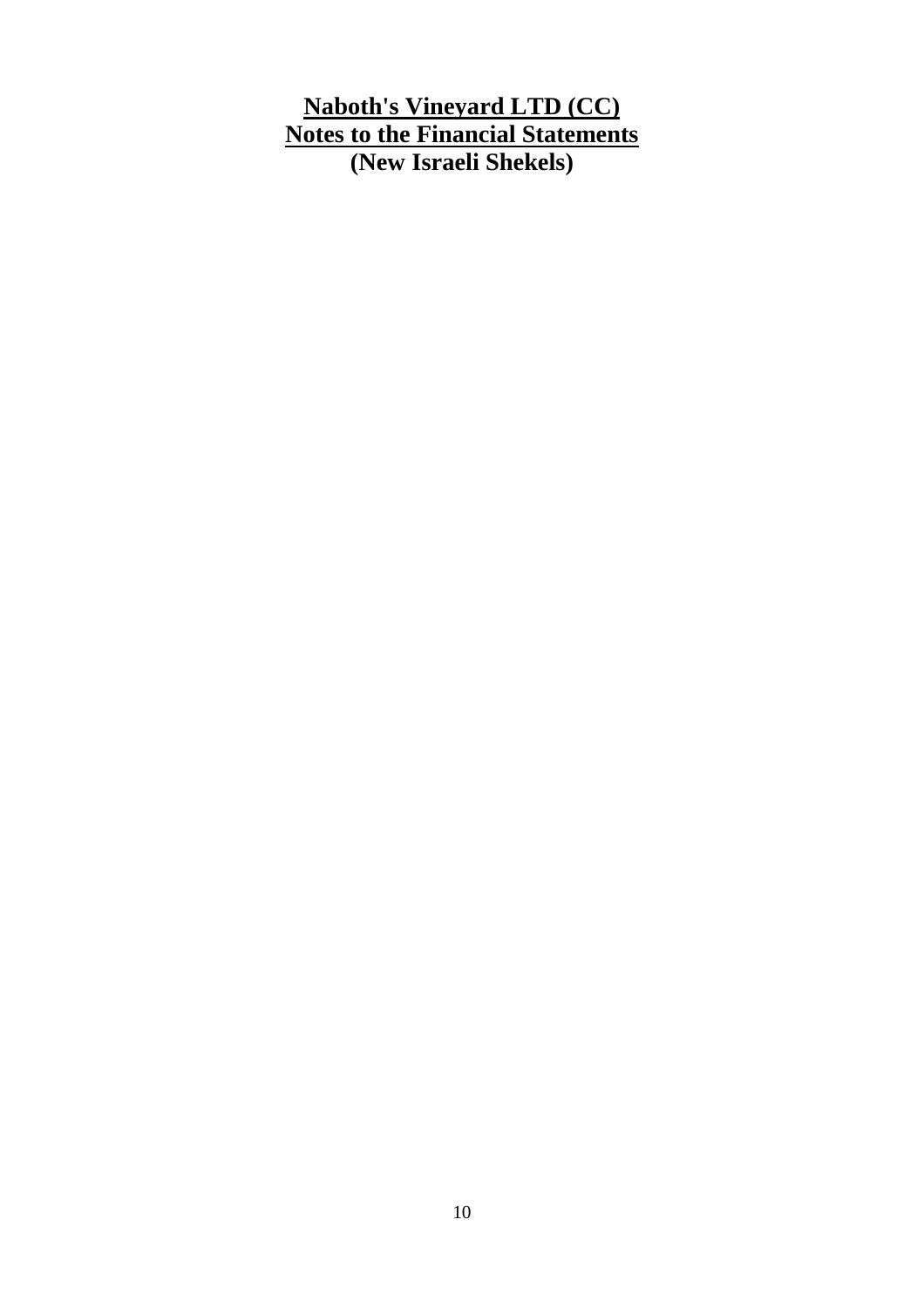**Naboth's Vineyard LTD (CC)**
**Notes to the Financial Statements**
**(New Israeli Shekels)**